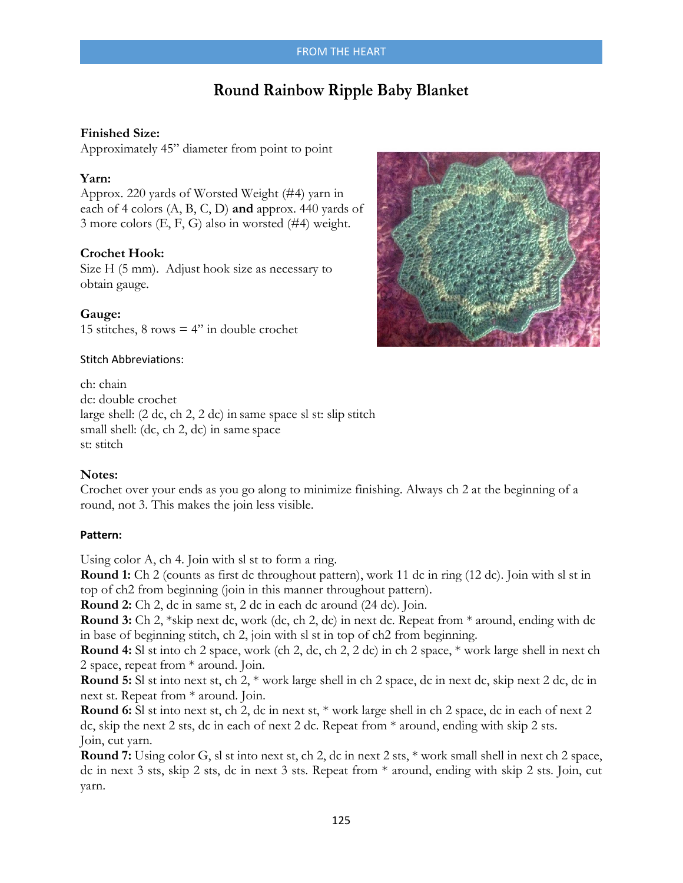# Round Rainbow Ripple Baby Blanket

**Finished Size:**
Approximately 45" diameter from point to point

**Yarn:**
Approx. 220 yards of Worsted Weight (#4) yarn in each of 4 colors (A, B, C, D) **and** approx. 440 yards of 3 more colors (E, F, G) also in worsted (#4) weight.

**Crochet Hook:**
Size H (5 mm). Adjust hook size as necessary to obtain gauge.

**Gauge:**
15 stitches, 8 rows = 4" in double crochet

Stitch Abbreviations:

ch: chain
dc: double crochet
large shell: (2 dc, ch 2, 2 dc) in same space sl st: slip stitch
small shell: (dc, ch 2, dc) in same space
st: stitch

**Notes:**
Crochet over your ends as you go along to minimize finishing. Always ch 2 at the beginning of a round, not 3. This makes the join less visible.

**Pattern:**

Using color A, ch 4. Join with sl st to form a ring.
**Round 1:** Ch 2 (counts as first dc throughout pattern), work 11 dc in ring (12 dc). Join with sl st in top of ch2 from beginning (join in this manner throughout pattern).
**Round 2:** Ch 2, dc in same st, 2 dc in each dc around (24 dc). Join.
**Round 3:** Ch 2, *skip next dc, work (dc, ch 2, dc) in next dc. Repeat from * around, ending with dc in base of beginning stitch, ch 2, join with sl st in top of ch2 from beginning.
**Round 4:** Sl st into ch 2 space, work (ch 2, dc, ch 2, 2 dc) in ch 2 space, * work large shell in next ch 2 space, repeat from * around. Join.
**Round 5:** Sl st into next st, ch 2, * work large shell in ch 2 space, dc in next dc, skip next 2 dc, dc in next st. Repeat from * around. Join.
**Round 6:** Sl st into next st, ch 2, dc in next st, * work large shell in ch 2 space, dc in each of next 2 dc, skip the next 2 sts, dc in each of next 2 dc. Repeat from * around, ending with skip 2 sts. Join, cut yarn.
**Round 7:** Using color G, sl st into next st, ch 2, dc in next 2 sts, * work small shell in next ch 2 space, dc in next 3 sts, skip 2 sts, dc in next 3 sts. Repeat from * around, ending with skip 2 sts. Join, cut yarn.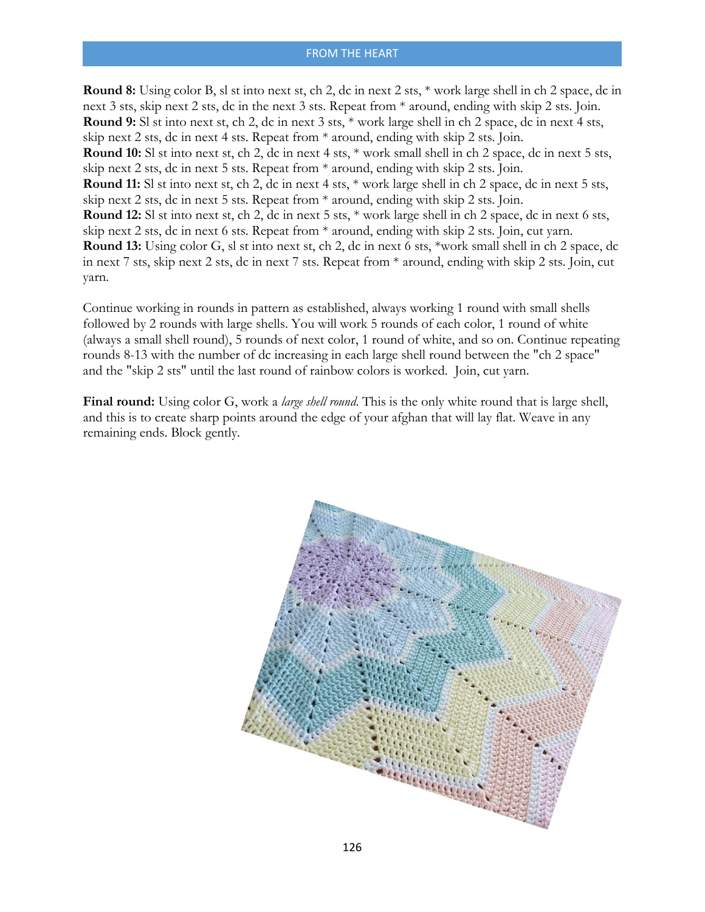**Round 8:** Using color B, sl st into next st, ch 2, dc in next 2 sts, * work large shell in ch 2 space, dc in next 3 sts, skip next 2 sts, dc in the next 3 sts. Repeat from * around, ending with skip 2 sts. Join.
**Round 9:** Sl st into next st, ch 2, dc in next 3 sts, * work large shell in ch 2 space, dc in next 4 sts, skip next 2 sts, dc in next 4 sts. Repeat from * around, ending with skip 2 sts. Join.
**Round 10:** Sl st into next st, ch 2, dc in next 4 sts, * work small shell in ch 2 space, dc in next 5 sts, skip next 2 sts, dc in next 5 sts. Repeat from * around, ending with skip 2 sts. Join.
**Round 11:** Sl st into next st, ch 2, dc in next 4 sts, * work large shell in ch 2 space, dc in next 5 sts, skip next 2 sts, dc in next 5 sts. Repeat from * around, ending with skip 2 sts. Join.
**Round 12:** Sl st into next st, ch 2, dc in next 5 sts, * work large shell in ch 2 space, dc in next 6 sts, skip next 2 sts, dc in next 6 sts. Repeat from * around, ending with skip 2 sts. Join, cut yarn.
**Round 13:** Using color G, sl st into next st, ch 2, dc in next 6 sts, *work small shell in ch 2 space, dc in next 7 sts, skip next 2 sts, dc in next 7 sts. Repeat from * around, ending with skip 2 sts. Join, cut yarn.

Continue working in rounds in pattern as established, always working 1 round with small shells followed by 2 rounds with large shells. You will work 5 rounds of each color, 1 round of white (always a small shell round), 5 rounds of next color, 1 round of white, and so on. Continue repeating rounds 8-13 with the number of dc increasing in each large shell round between the "ch 2 space" and the "skip 2 sts" until the last round of rainbow colors is worked. Join, cut yarn.

**Final round:** Using color G, work a *large shell round*. This is the only white round that is large shell, and this is to create sharp points around the edge of your afghan that will lay flat. Weave in any remaining ends. Block gently.